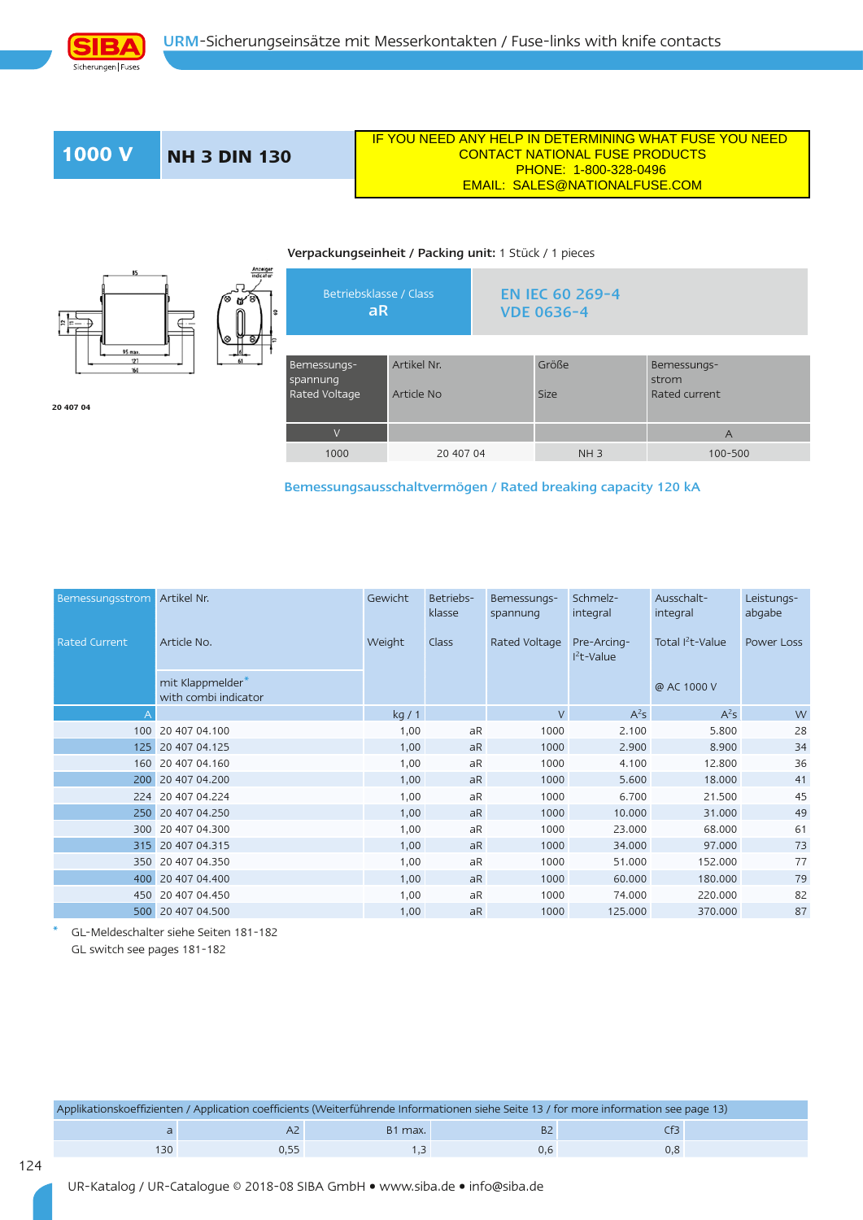# URM-Sicherungseinsätze mit Messerkontakten / Fuse-links with knife contacts

## 1000 V — NH 3 DIN 130

IF YOU NEED ANY HELP IN DETERMINING WHAT FUSE YOU NEED
CONTACT NATIONAL FUSE PRODUCTS
PHONE: 1-800-328-0496
EMAIL: SALES@NATIONALFUSE.COM

**Verpackungseinheit / Packing unit:** 1 Stück / 1 pieces

20 407 04

| Betriebsklasse / Class | |
|---|---|
| **aR** | EN IEC 60 269-4<br>VDE 0636-4 |

| Bemessungs-spannung<br>Rated Voltage | Artikel Nr.<br>Article No | Größe<br>Size | Bemessungs-strom<br>Rated current |
|---|---|---|---|
| V | | | A |
| 1000 | 20 407 04 | NH 3 | 100-500 |

**Bemessungsausschaltvermögen / Rated breaking capacity 120 kA**

| Bemessungsstrom<br>Rated Current | Artikel Nr.<br>Article No.<br>mit Klappmelder*<br>with combi indicator | Gewicht<br>Weight | Betriebs-klasse<br>Class | Bemessungs-spannung<br>Rated Voltage | Schmelz-integral<br>Pre-Arcing-$I^2t$-Value | Ausschalt-integral<br>Total $I^2t$-Value<br>@ AC 1000 V | Leistungs-abgabe<br>Power Loss |
|---|---|---|---|---|---|---|---|
| A | | kg / 1 | | V | $A^2s$ | $A^2s$ | W |
| 100 | 20 407 04.100 | 1,00 | aR | 1000 | 2.100 | 5.800 | 28 |
| 125 | 20 407 04.125 | 1,00 | aR | 1000 | 2.900 | 8.900 | 34 |
| 160 | 20 407 04.160 | 1,00 | aR | 1000 | 4.100 | 12.800 | 36 |
| 200 | 20 407 04.200 | 1,00 | aR | 1000 | 5.600 | 18.000 | 41 |
| 224 | 20 407 04.224 | 1,00 | aR | 1000 | 6.700 | 21.500 | 45 |
| 250 | 20 407 04.250 | 1,00 | aR | 1000 | 10.000 | 31.000 | 49 |
| 300 | 20 407 04.300 | 1,00 | aR | 1000 | 23.000 | 68.000 | 61 |
| 315 | 20 407 04.315 | 1,00 | aR | 1000 | 34.000 | 97.000 | 73 |
| 350 | 20 407 04.350 | 1,00 | aR | 1000 | 51.000 | 152.000 | 77 |
| 400 | 20 407 04.400 | 1,00 | aR | 1000 | 60.000 | 180.000 | 79 |
| 450 | 20 407 04.450 | 1,00 | aR | 1000 | 74.000 | 220.000 | 82 |
| 500 | 20 407 04.500 | 1,00 | aR | 1000 | 125.000 | 370.000 | 87 |

\* GL-Meldeschalter siehe Seiten 181-182
GL switch see pages 181-182

| Applikationskoeffizienten / Application coefficients (Weiterführende Informationen siehe Seite 13 / for more information see page 13) | | | | |
|---|---|---|---|---|
| a | A2 | B1 max. | B2 | Cf3 |
| 130 | 0,55 | 1,3 | 0,6 | 0,8 |

UR-Katalog / UR-Catalogue © 2018-08 SIBA GmbH • www.siba.de • info@siba.de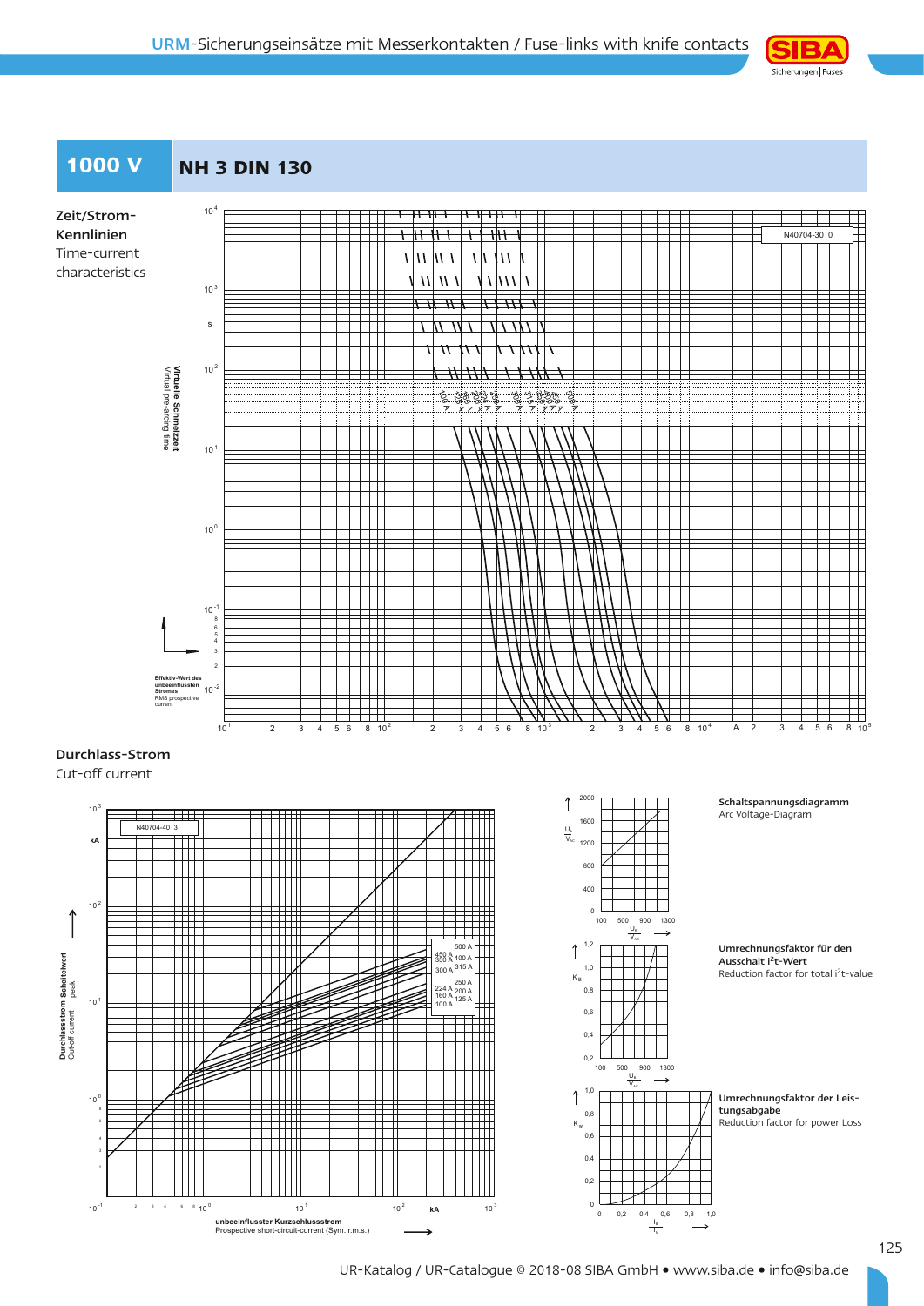## 1000 V — NH 3 DIN 130

### Zeit/Strom-Kennlinien
Time-current characteristics

N40704-30_0

Virtuelle Schmelzzeit
Virtual pre-arcing time

s

100 A
125 A
160 A
200 A
224 A
250 A
300 A
315 A
350 A
400 A
450 A
500 A

Effektiv-Wert des unbeeinflussten Stromes
RMS prospective current

A

### Durchlass-Strom
Cut-off current

N40704-40_3

kA

Durchlassstrom Scheitelwert
Cut-off current peak

500 A
450 A
400 A
350 A
315 A
300 A
250 A
224 A
200 A
160 A
125 A
100 A

unbeeinflusster Kurzschlussstrom
Prospective short-circuit-current (Sym. r.m.s.)

kA

**Schaltspannungsdiagramm**
Arc Voltage-Diagram

$\frac{U_s}{V_{AC}}$

$\frac{U_b}{V_{AC}}$

**Umrechnungsfaktor für den Ausschalt $I^2t$-Wert**
Reduction factor for total $I^2t$-value

$K_B$

$\frac{U_b}{V_{AC}}$

**Umrechnungsfaktor der Leistungsabgabe**
Reduction factor for power Loss

$K_w$

$\frac{I_b}{I_n}$